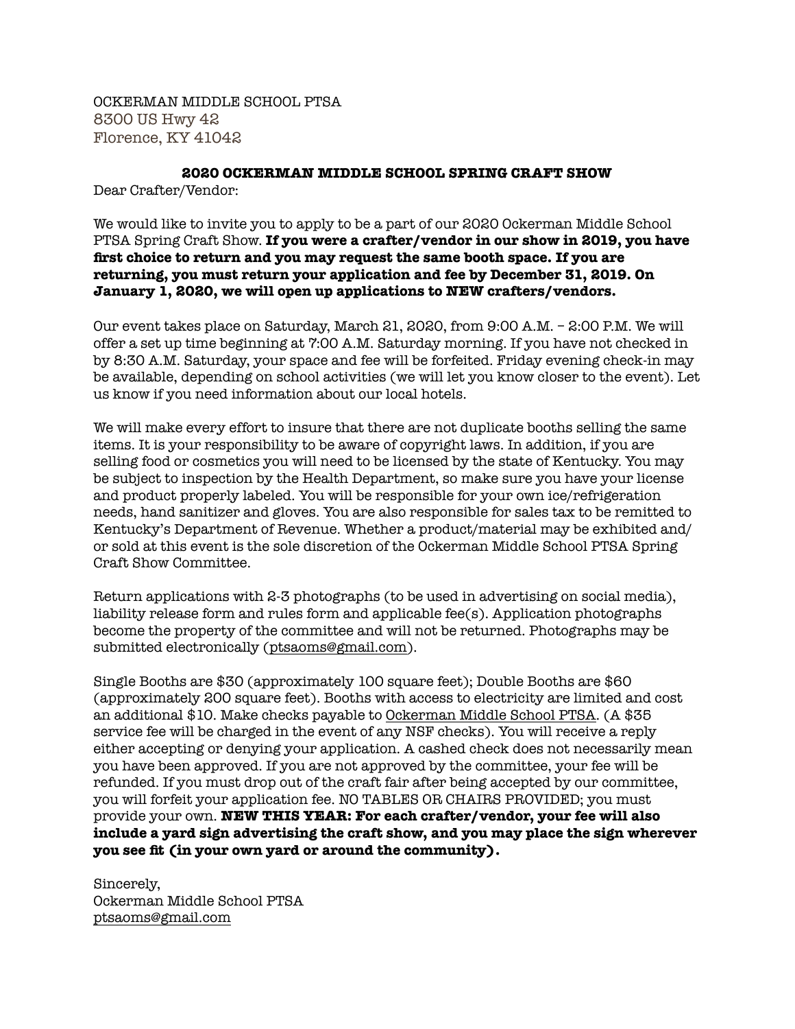OCKERMAN MIDDLE SCHOOL PTSA
8300 US Hwy 42
Florence, KY 41042

## 2020 OCKERMAN MIDDLE SCHOOL SPRING CRAFT SHOW

Dear Crafter/Vendor:

We would like to invite you to apply to be a part of our 2020 Ockerman Middle School PTSA Spring Craft Show. **If you were a crafter/vendor in our show in 2019, you have first choice to return and you may request the same booth space. If you are returning, you must return your application and fee by December 31, 2019. On January 1, 2020, we will open up applications to NEW crafters/vendors.**

Our event takes place on Saturday, March 21, 2020, from 9:00 A.M. – 2:00 P.M. We will offer a set up time beginning at 7:00 A.M. Saturday morning. If you have not checked in by 8:30 A.M. Saturday, your space and fee will be forfeited. Friday evening check-in may be available, depending on school activities (we will let you know closer to the event). Let us know if you need information about our local hotels.

We will make every effort to insure that there are not duplicate booths selling the same items. It is your responsibility to be aware of copyright laws. In addition, if you are selling food or cosmetics you will need to be licensed by the state of Kentucky. You may be subject to inspection by the Health Department, so make sure you have your license and product properly labeled. You will be responsible for your own ice/refrigeration needs, hand sanitizer and gloves. You are also responsible for sales tax to be remitted to Kentucky's Department of Revenue. Whether a product/material may be exhibited and/or sold at this event is the sole discretion of the Ockerman Middle School PTSA Spring Craft Show Committee.

Return applications with 2-3 photographs (to be used in advertising on social media), liability release form and rules form and applicable fee(s). Application photographs become the property of the committee and will not be returned. Photographs may be submitted electronically (ptsaoms@gmail.com).

Single Booths are $30 (approximately 100 square feet); Double Booths are $60 (approximately 200 square feet). Booths with access to electricity are limited and cost an additional $10. Make checks payable to Ockerman Middle School PTSA. (A $35 service fee will be charged in the event of any NSF checks). You will receive a reply either accepting or denying your application. A cashed check does not necessarily mean you have been approved. If you are not approved by the committee, your fee will be refunded. If you must drop out of the craft fair after being accepted by our committee, you will forfeit your application fee. NO TABLES OR CHAIRS PROVIDED; you must provide your own. **NEW THIS YEAR: For each crafter/vendor, your fee will also include a yard sign advertising the craft show, and you may place the sign wherever you see fit (in your own yard or around the community).**

Sincerely,
Ockerman Middle School PTSA
ptsaoms@gmail.com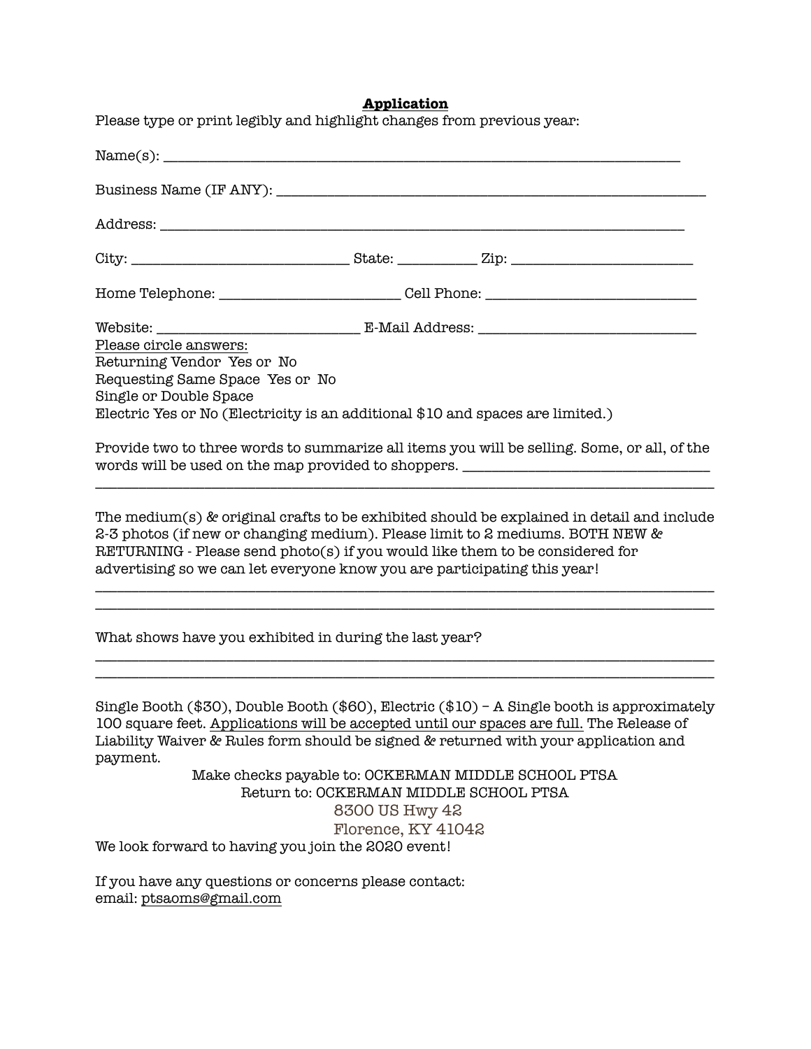**Application**

Please type or print legibly and highlight changes from previous year:

Name(s): ___________________________________________________________________________

Business Name (IF ANY): _______________________________________________________

Address: _________________________________________________________________________

City: ____________________________ State: __________ Zip: _______________________

Home Telephone: _______________________ Cell Phone: ___________________________

Website: _________________________ E-Mail Address: ____________________________

Please circle answers:

Returning Vendor Yes or No

Requesting Same Space Yes or No

Single or Double Space

Electric Yes or No (Electricity is an additional $10 and spaces are limited.)

Provide two to three words to summarize all items you will be selling. Some, or all, of the words will be used on the map provided to shoppers. ______________________________

_______________________________________________________________________________

The medium(s) & original crafts to be exhibited should be explained in detail and include 2-3 photos (if new or changing medium). Please limit to 2 mediums. BOTH NEW & RETURNING - Please send photo(s) if you would like them to be considered for advertising so we can let everyone know you are participating this year!

_______________________________________________________________________________

_______________________________________________________________________________

What shows have you exhibited in during the last year?

_______________________________________________________________________________

_______________________________________________________________________________

Single Booth ($30), Double Booth ($60), Electric ($10) – A Single booth is approximately 100 square feet. Applications will be accepted until our spaces are full. The Release of Liability Waiver & Rules form should be signed & returned with your application and payment.

Make checks payable to: OCKERMAN MIDDLE SCHOOL PTSA

Return to: OCKERMAN MIDDLE SCHOOL PTSA

8300 US Hwy 42

Florence, KY 41042

We look forward to having you join the 2020 event!

If you have any questions or concerns please contact:

email: ptsaoms@gmail.com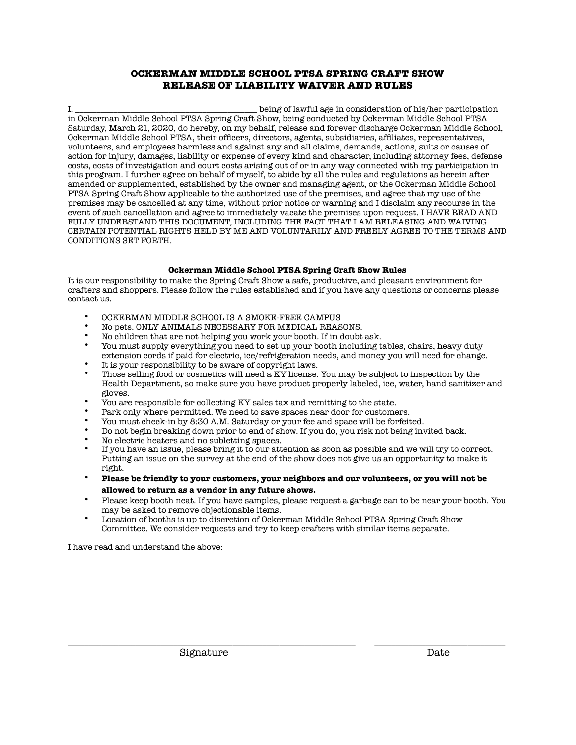# OCKERMAN MIDDLE SCHOOL PTSA SPRING CRAFT SHOW
# RELEASE OF LIABILITY WAIVER AND RULES

I, ________________________________________ being of lawful age in consideration of his/her participation in Ockerman Middle School PTSA Spring Craft Show, being conducted by Ockerman Middle School PTSA Saturday, March 21, 2020, do hereby, on my behalf, release and forever discharge Ockerman Middle School, Ockerman Middle School PTSA, their officers, directors, agents, subsidiaries, affiliates, representatives, volunteers, and employees harmless and against any and all claims, demands, actions, suits or causes of action for injury, damages, liability or expense of every kind and character, including attorney fees, defense costs, costs of investigation and court costs arising out of or in any way connected with my participation in this program. I further agree on behalf of myself, to abide by all the rules and regulations as herein after amended or supplemented, established by the owner and managing agent, or the Ockerman Middle School PTSA Spring Craft Show applicable to the authorized use of the premises, and agree that my use of the premises may be cancelled at any time, without prior notice or warning and I disclaim any recourse in the event of such cancellation and agree to immediately vacate the premises upon request. I HAVE READ AND FULLY UNDERSTAND THIS DOCUMENT, INCLUDING THE FACT THAT I AM RELEASING AND WAIVING CERTAIN POTENTIAL RIGHTS HELD BY ME AND VOLUNTARILY AND FREELY AGREE TO THE TERMS AND CONDITIONS SET FORTH.

### Ockerman Middle School PTSA Spring Craft Show Rules

It is our responsibility to make the Spring Craft Show a safe, productive, and pleasant environment for crafters and shoppers. Please follow the rules established and if you have any questions or concerns please contact us.

- OCKERMAN MIDDLE SCHOOL IS A SMOKE-FREE CAMPUS
- No pets. ONLY ANIMALS NECESSARY FOR MEDICAL REASONS.
- No children that are not helping you work your booth. If in doubt ask.
- You must supply everything you need to set up your booth including tables, chairs, heavy duty extension cords if paid for electric, ice/refrigeration needs, and money you will need for change.
- It is your responsibility to be aware of copyright laws.
- Those selling food or cosmetics will need a KY license. You may be subject to inspection by the Health Department, so make sure you have product properly labeled, ice, water, hand sanitizer and gloves.
- You are responsible for collecting KY sales tax and remitting to the state.
- Park only where permitted. We need to save spaces near door for customers.
- You must check-in by 8:30 A.M. Saturday or your fee and space will be forfeited.
- Do not begin breaking down prior to end of show. If you do, you risk not being invited back.
- No electric heaters and no subletting spaces.
- If you have an issue, please bring it to our attention as soon as possible and we will try to correct. Putting an issue on the survey at the end of the show does not give us an opportunity to make it right.
- **Please be friendly to your customers, your neighbors and our volunteers, or you will not be allowed to return as a vendor in any future shows.**
- Please keep booth neat. If you have samples, please request a garbage can to be near your booth. You may be asked to remove objectionable items.
- Location of booths is up to discretion of Ockerman Middle School PTSA Spring Craft Show Committee. We consider requests and try to keep crafters with similar items separate.

I have read and understand the above:

______________________________________________ ______________________

Signature Date